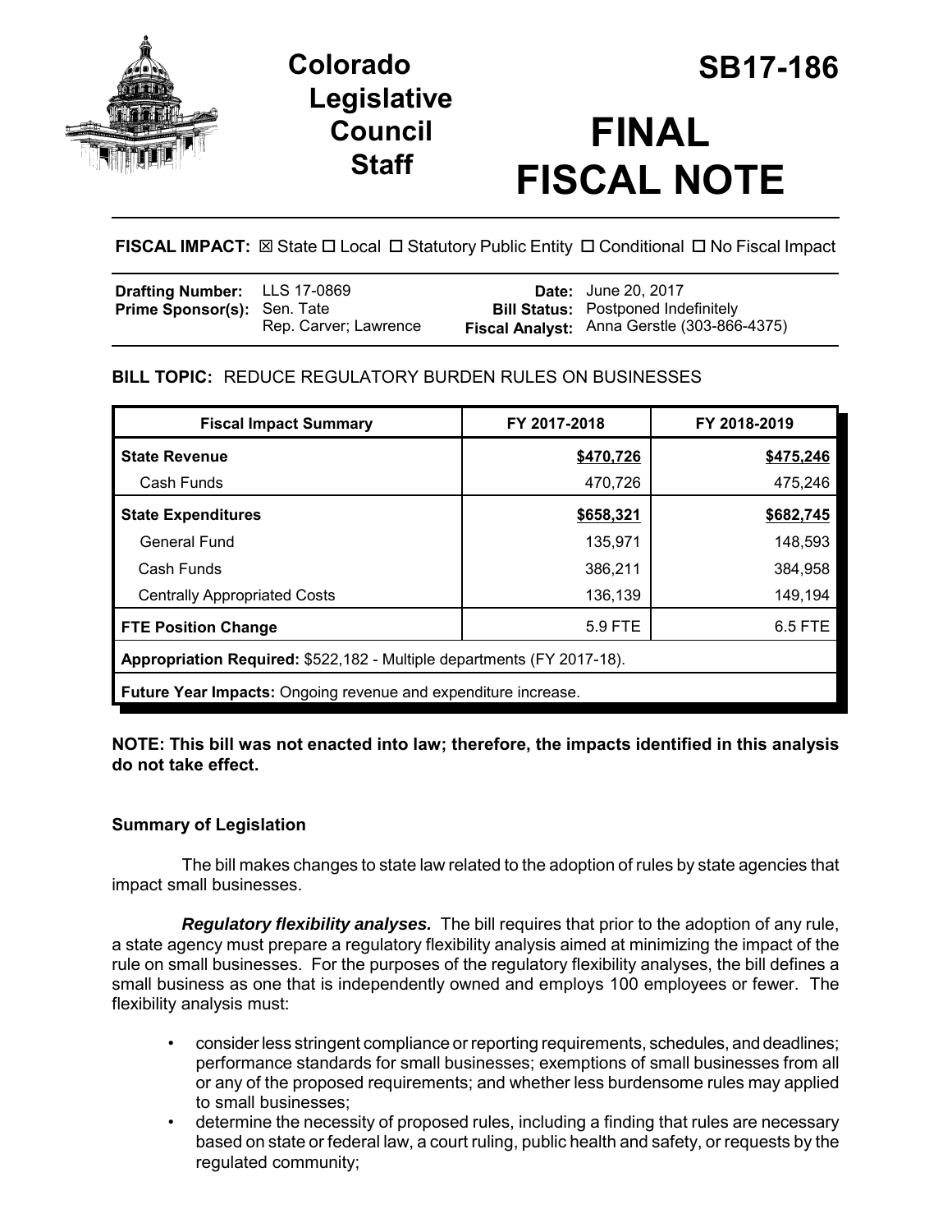# Colorado Legislative Council Staff

# SB17-186

# FINAL FISCAL NOTE

**FISCAL IMPACT:** ☒ State ☐ Local ☐ Statutory Public Entity ☐ Conditional ☐ No Fiscal Impact

| | | | |
|---|---|---|---|
| **Drafting Number:** | LLS 17-0869 | **Date:** | June 20, 2017 |
| **Prime Sponsor(s):** | Sen. Tate<br>Rep. Carver; Lawrence | **Bill Status:** | Postponed Indefinitely |
| | | **Fiscal Analyst:** | Anna Gerstle (303-866-4375) |

**BILL TOPIC:** REDUCE REGULATORY BURDEN RULES ON BUSINESSES

| Fiscal Impact Summary | FY 2017-2018 | FY 2018-2019 |
|---|---|---|
| **State Revenue** | **$470,726** | **$475,246** |
| Cash Funds | 470,726 | 475,246 |
| **State Expenditures** | **$658,321** | **$682,745** |
| General Fund | 135,971 | 148,593 |
| Cash Funds | 386,211 | 384,958 |
| Centrally Appropriated Costs | 136,139 | 149,194 |
| **FTE Position Change** | 5.9 FTE | 6.5 FTE |
| **Appropriation Required:** $522,182 - Multiple departments (FY 2017-18). | | |
| **Future Year Impacts:** Ongoing revenue and expenditure increase. | | |

**NOTE: This bill was not enacted into law; therefore, the impacts identified in this analysis do not take effect.**

### Summary of Legislation

The bill makes changes to state law related to the adoption of rules by state agencies that impact small businesses.

***Regulatory flexibility analyses.*** The bill requires that prior to the adoption of any rule, a state agency must prepare a regulatory flexibility analysis aimed at minimizing the impact of the rule on small businesses. For the purposes of the regulatory flexibility analyses, the bill defines a small business as one that is independently owned and employs 100 employees or fewer. The flexibility analysis must:

- consider less stringent compliance or reporting requirements, schedules, and deadlines; performance standards for small businesses; exemptions of small businesses from all or any of the proposed requirements; and whether less burdensome rules may applied to small businesses;
- determine the necessity of proposed rules, including a finding that rules are necessary based on state or federal law, a court ruling, public health and safety, or requests by the regulated community;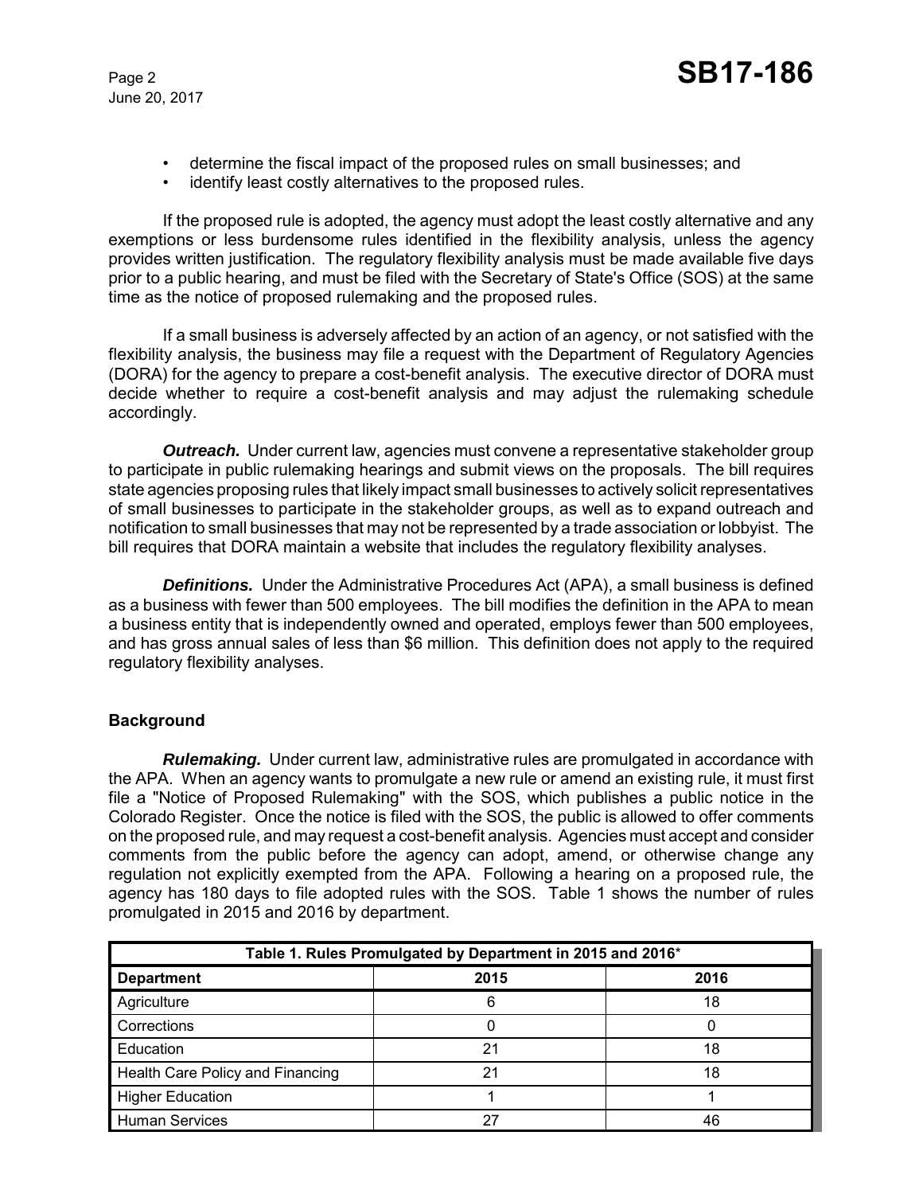- determine the fiscal impact of the proposed rules on small businesses; and
- identify least costly alternatives to the proposed rules.

If the proposed rule is adopted, the agency must adopt the least costly alternative and any exemptions or less burdensome rules identified in the flexibility analysis, unless the agency provides written justification. The regulatory flexibility analysis must be made available five days prior to a public hearing, and must be filed with the Secretary of State's Office (SOS) at the same time as the notice of proposed rulemaking and the proposed rules.

If a small business is adversely affected by an action of an agency, or not satisfied with the flexibility analysis, the business may file a request with the Department of Regulatory Agencies (DORA) for the agency to prepare a cost-benefit analysis. The executive director of DORA must decide whether to require a cost-benefit analysis and may adjust the rulemaking schedule accordingly.

***Outreach.*** Under current law, agencies must convene a representative stakeholder group to participate in public rulemaking hearings and submit views on the proposals. The bill requires state agencies proposing rules that likely impact small businesses to actively solicit representatives of small businesses to participate in the stakeholder groups, as well as to expand outreach and notification to small businesses that may not be represented by a trade association or lobbyist. The bill requires that DORA maintain a website that includes the regulatory flexibility analyses.

***Definitions.*** Under the Administrative Procedures Act (APA), a small business is defined as a business with fewer than 500 employees. The bill modifies the definition in the APA to mean a business entity that is independently owned and operated, employs fewer than 500 employees, and has gross annual sales of less than $6 million. This definition does not apply to the required regulatory flexibility analyses.

## Background

***Rulemaking.*** Under current law, administrative rules are promulgated in accordance with the APA. When an agency wants to promulgate a new rule or amend an existing rule, it must first file a "Notice of Proposed Rulemaking" with the SOS, which publishes a public notice in the Colorado Register. Once the notice is filed with the SOS, the public is allowed to offer comments on the proposed rule, and may request a cost-benefit analysis. Agencies must accept and consider comments from the public before the agency can adopt, amend, or otherwise change any regulation not explicitly exempted from the APA. Following a hearing on a proposed rule, the agency has 180 days to file adopted rules with the SOS. Table 1 shows the number of rules promulgated in 2015 and 2016 by department.

**Table 1. Rules Promulgated by Department in 2015 and 2016***

| Department | 2015 | 2016 |
|---|---|---|
| Agriculture | 6 | 18 |
| Corrections | 0 | 0 |
| Education | 21 | 18 |
| Health Care Policy and Financing | 21 | 18 |
| Higher Education | 1 | 1 |
| Human Services | 27 | 46 |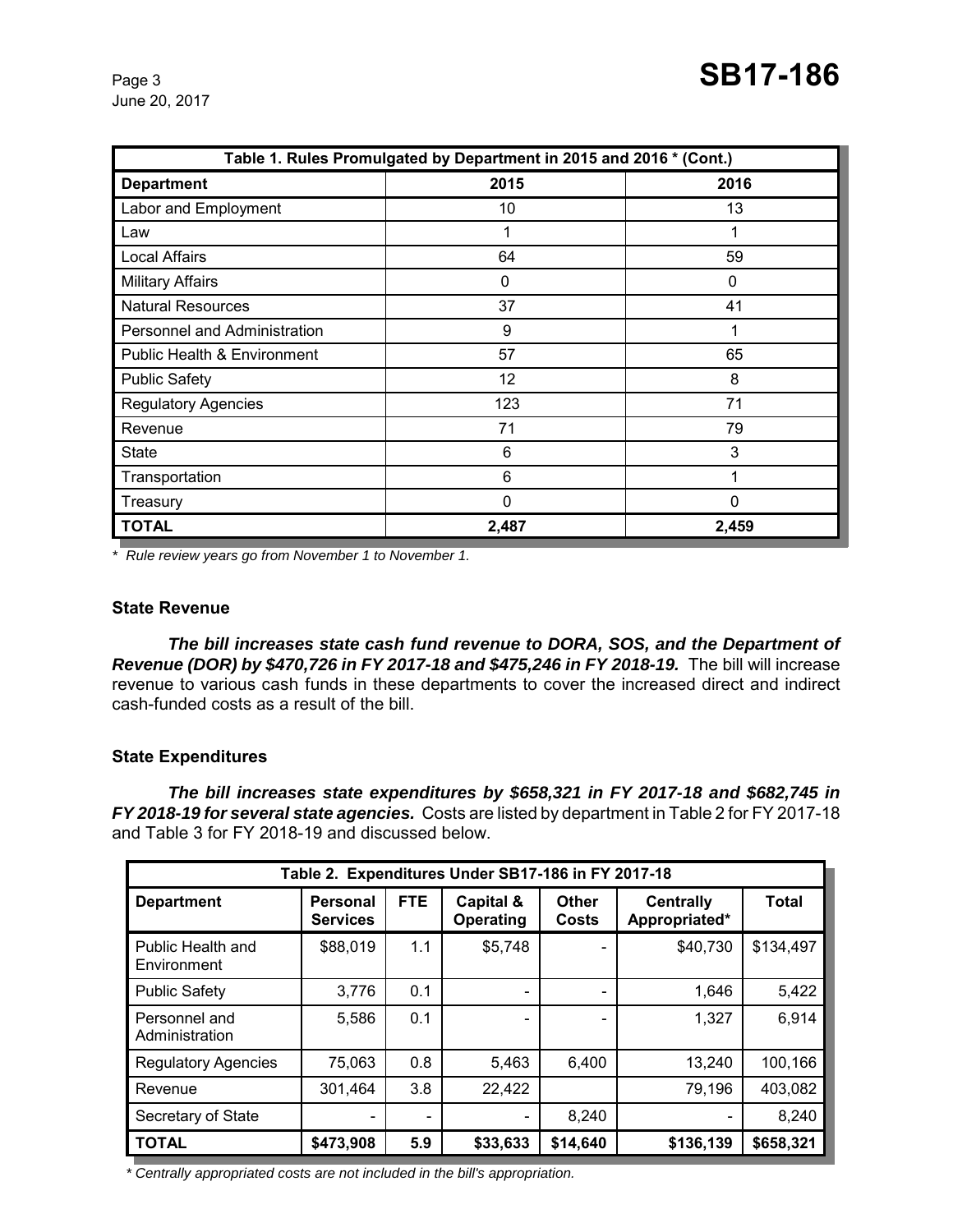| Table 1. Rules Promulgated by Department in 2015 and 2016 * (Cont.) | | |
|---|---|---|
| **Department** | **2015** | **2016** |
| Labor and Employment | 10 | 13 |
| Law | 1 | 1 |
| Local Affairs | 64 | 59 |
| Military Affairs | 0 | 0 |
| Natural Resources | 37 | 41 |
| Personnel and Administration | 9 | 1 |
| Public Health & Environment | 57 | 65 |
| Public Safety | 12 | 8 |
| Regulatory Agencies | 123 | 71 |
| Revenue | 71 | 79 |
| State | 6 | 3 |
| Transportation | 6 | 1 |
| Treasury | 0 | 0 |
| **TOTAL** | **2,487** | **2,459** |

*\* Rule review years go from November 1 to November 1.*

### State Revenue

***The bill increases state cash fund revenue to DORA, SOS, and the Department of Revenue (DOR) by $470,726 in FY 2017-18 and $475,246 in FY 2018-19.*** The bill will increase revenue to various cash funds in these departments to cover the increased direct and indirect cash-funded costs as a result of the bill.

### State Expenditures

***The bill increases state expenditures by $658,321 in FY 2017-18 and $682,745 in FY 2018-19 for several state agencies.*** Costs are listed by department in Table 2 for FY 2017-18 and Table 3 for FY 2018-19 and discussed below.

| Table 2. Expenditures Under SB17-186 in FY 2017-18 | | | | | | |
|---|---|---|---|---|---|---|
| **Department** | **Personal Services** | **FTE** | **Capital & Operating** | **Other Costs** | **Centrally Appropriated*** | **Total** |
| Public Health and Environment | $88,019 | 1.1 | $5,748 | - | $40,730 | $134,497 |
| Public Safety | 3,776 | 0.1 | - | - | 1,646 | 5,422 |
| Personnel and Administration | 5,586 | 0.1 | - | - | 1,327 | 6,914 |
| Regulatory Agencies | 75,063 | 0.8 | 5,463 | 6,400 | 13,240 | 100,166 |
| Revenue | 301,464 | 3.8 | 22,422 | | 79,196 | 403,082 |
| Secretary of State | - | - | - | 8,240 | - | 8,240 |
| **TOTAL** | **$473,908** | **5.9** | **$33,633** | **$14,640** | **$136,139** | **$658,321** |

*\* Centrally appropriated costs are not included in the bill's appropriation.*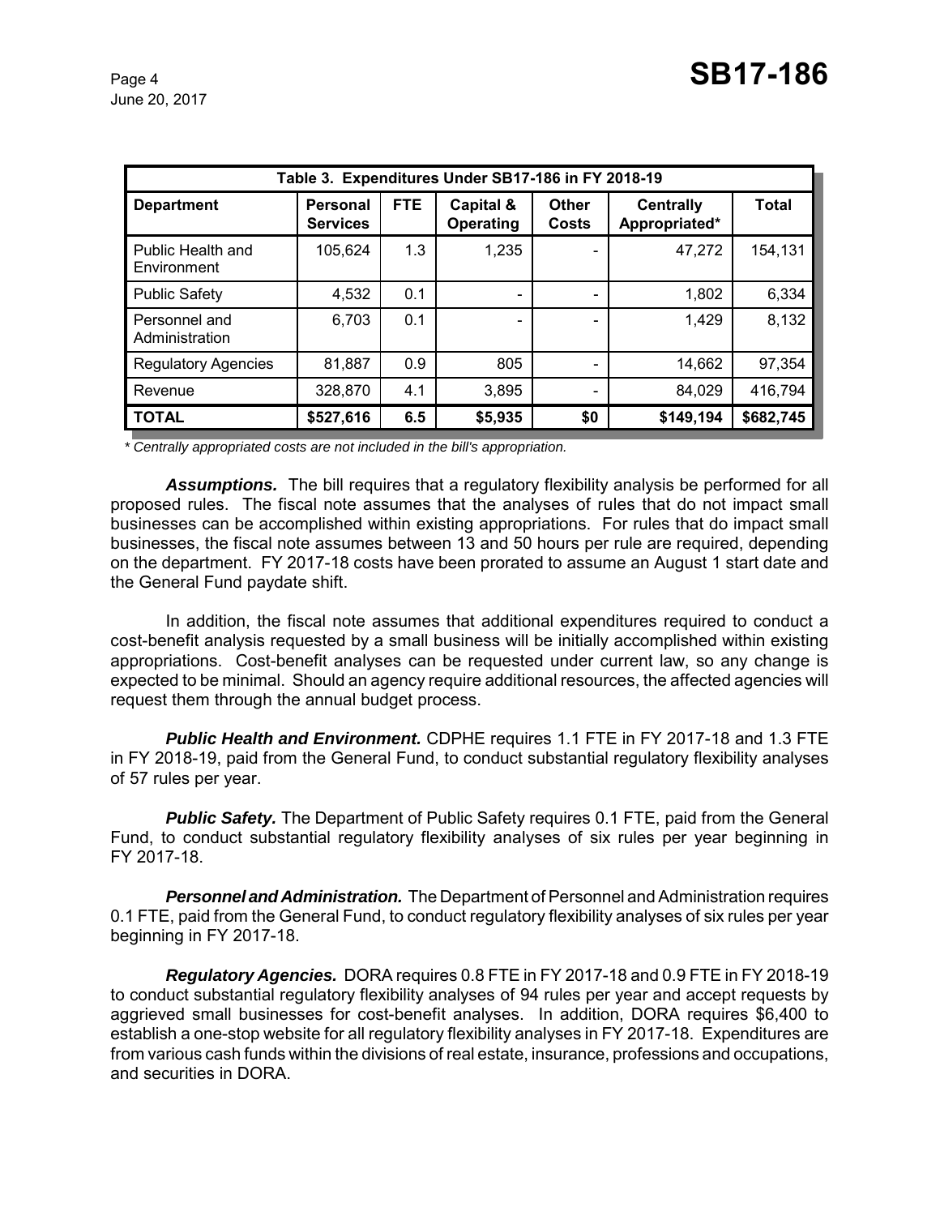| Table 3. Expenditures Under SB17-186 in FY 2018-19 | | | | | | |
|---|---|---|---|---|---|---|
| **Department** | **Personal Services** | **FTE** | **Capital & Operating** | **Other Costs** | **Centrally Appropriated*** | **Total** |
| Public Health and Environment | 105,624 | 1.3 | 1,235 | - | 47,272 | 154,131 |
| Public Safety | 4,532 | 0.1 | - | - | 1,802 | 6,334 |
| Personnel and Administration | 6,703 | 0.1 | - | - | 1,429 | 8,132 |
| Regulatory Agencies | 81,887 | 0.9 | 805 | - | 14,662 | 97,354 |
| Revenue | 328,870 | 4.1 | 3,895 | - | 84,029 | 416,794 |
| **TOTAL** | **$527,616** | **6.5** | **$5,935** | **$0** | **$149,194** | **$682,745** |

*\* Centrally appropriated costs are not included in the bill's appropriation.*

***Assumptions.*** The bill requires that a regulatory flexibility analysis be performed for all proposed rules. The fiscal note assumes that the analyses of rules that do not impact small businesses can be accomplished within existing appropriations. For rules that do impact small businesses, the fiscal note assumes between 13 and 50 hours per rule are required, depending on the department. FY 2017-18 costs have been prorated to assume an August 1 start date and the General Fund paydate shift.

In addition, the fiscal note assumes that additional expenditures required to conduct a cost-benefit analysis requested by a small business will be initially accomplished within existing appropriations. Cost-benefit analyses can be requested under current law, so any change is expected to be minimal. Should an agency require additional resources, the affected agencies will request them through the annual budget process.

***Public Health and Environment.*** CDPHE requires 1.1 FTE in FY 2017-18 and 1.3 FTE in FY 2018-19, paid from the General Fund, to conduct substantial regulatory flexibility analyses of 57 rules per year.

***Public Safety.*** The Department of Public Safety requires 0.1 FTE, paid from the General Fund, to conduct substantial regulatory flexibility analyses of six rules per year beginning in FY 2017-18.

***Personnel and Administration.*** The Department of Personnel and Administration requires 0.1 FTE, paid from the General Fund, to conduct regulatory flexibility analyses of six rules per year beginning in FY 2017-18.

***Regulatory Agencies.*** DORA requires 0.8 FTE in FY 2017-18 and 0.9 FTE in FY 2018-19 to conduct substantial regulatory flexibility analyses of 94 rules per year and accept requests by aggrieved small businesses for cost-benefit analyses. In addition, DORA requires $6,400 to establish a one-stop website for all regulatory flexibility analyses in FY 2017-18. Expenditures are from various cash funds within the divisions of real estate, insurance, professions and occupations, and securities in DORA.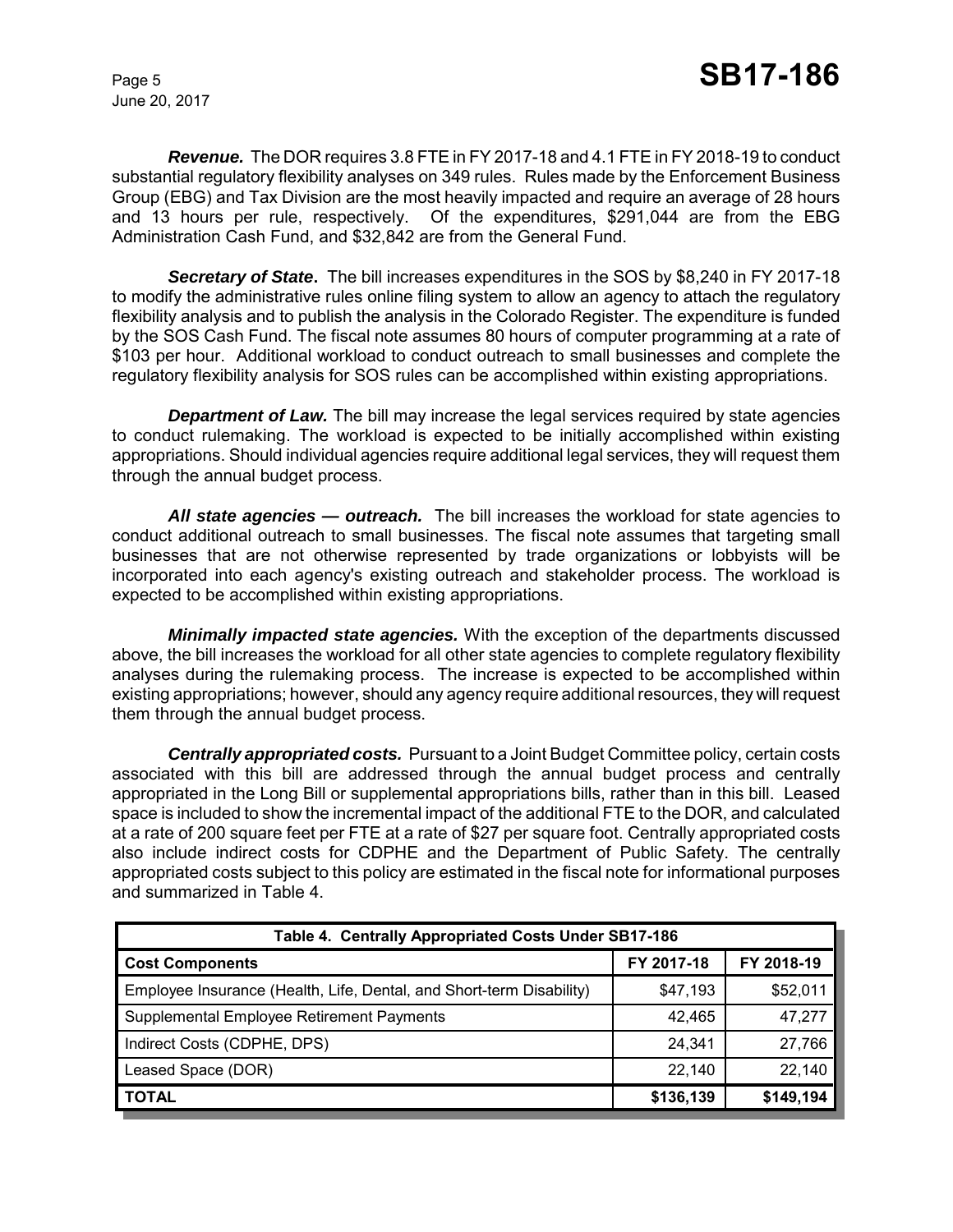***Revenue.*** The DOR requires 3.8 FTE in FY 2017-18 and 4.1 FTE in FY 2018-19 to conduct substantial regulatory flexibility analyses on 349 rules. Rules made by the Enforcement Business Group (EBG) and Tax Division are the most heavily impacted and require an average of 28 hours and 13 hours per rule, respectively. Of the expenditures, $291,044 are from the EBG Administration Cash Fund, and $32,842 are from the General Fund.

***Secretary of State*.** The bill increases expenditures in the SOS by $8,240 in FY 2017-18 to modify the administrative rules online filing system to allow an agency to attach the regulatory flexibility analysis and to publish the analysis in the Colorado Register. The expenditure is funded by the SOS Cash Fund. The fiscal note assumes 80 hours of computer programming at a rate of $103 per hour. Additional workload to conduct outreach to small businesses and complete the regulatory flexibility analysis for SOS rules can be accomplished within existing appropriations.

***Department of Law.*** The bill may increase the legal services required by state agencies to conduct rulemaking. The workload is expected to be initially accomplished within existing appropriations. Should individual agencies require additional legal services, they will request them through the annual budget process.

***All state agencies — outreach.*** The bill increases the workload for state agencies to conduct additional outreach to small businesses. The fiscal note assumes that targeting small businesses that are not otherwise represented by trade organizations or lobbyists will be incorporated into each agency's existing outreach and stakeholder process. The workload is expected to be accomplished within existing appropriations.

***Minimally impacted state agencies.*** With the exception of the departments discussed above, the bill increases the workload for all other state agencies to complete regulatory flexibility analyses during the rulemaking process. The increase is expected to be accomplished within existing appropriations; however, should any agency require additional resources, they will request them through the annual budget process.

***Centrally appropriated costs.*** Pursuant to a Joint Budget Committee policy, certain costs associated with this bill are addressed through the annual budget process and centrally appropriated in the Long Bill or supplemental appropriations bills, rather than in this bill. Leased space is included to show the incremental impact of the additional FTE to the DOR, and calculated at a rate of 200 square feet per FTE at a rate of $27 per square foot. Centrally appropriated costs also include indirect costs for CDPHE and the Department of Public Safety. The centrally appropriated costs subject to this policy are estimated in the fiscal note for informational purposes and summarized in Table 4.

| Table 4. Centrally Appropriated Costs Under SB17-186 | | |
|---|---|---|
| **Cost Components** | **FY 2017-18** | **FY 2018-19** |
| Employee Insurance (Health, Life, Dental, and Short-term Disability) | $47,193 | $52,011 |
| Supplemental Employee Retirement Payments | 42,465 | 47,277 |
| Indirect Costs (CDPHE, DPS) | 24,341 | 27,766 |
| Leased Space (DOR) | 22,140 | 22,140 |
| **TOTAL** | **$136,139** | **$149,194** |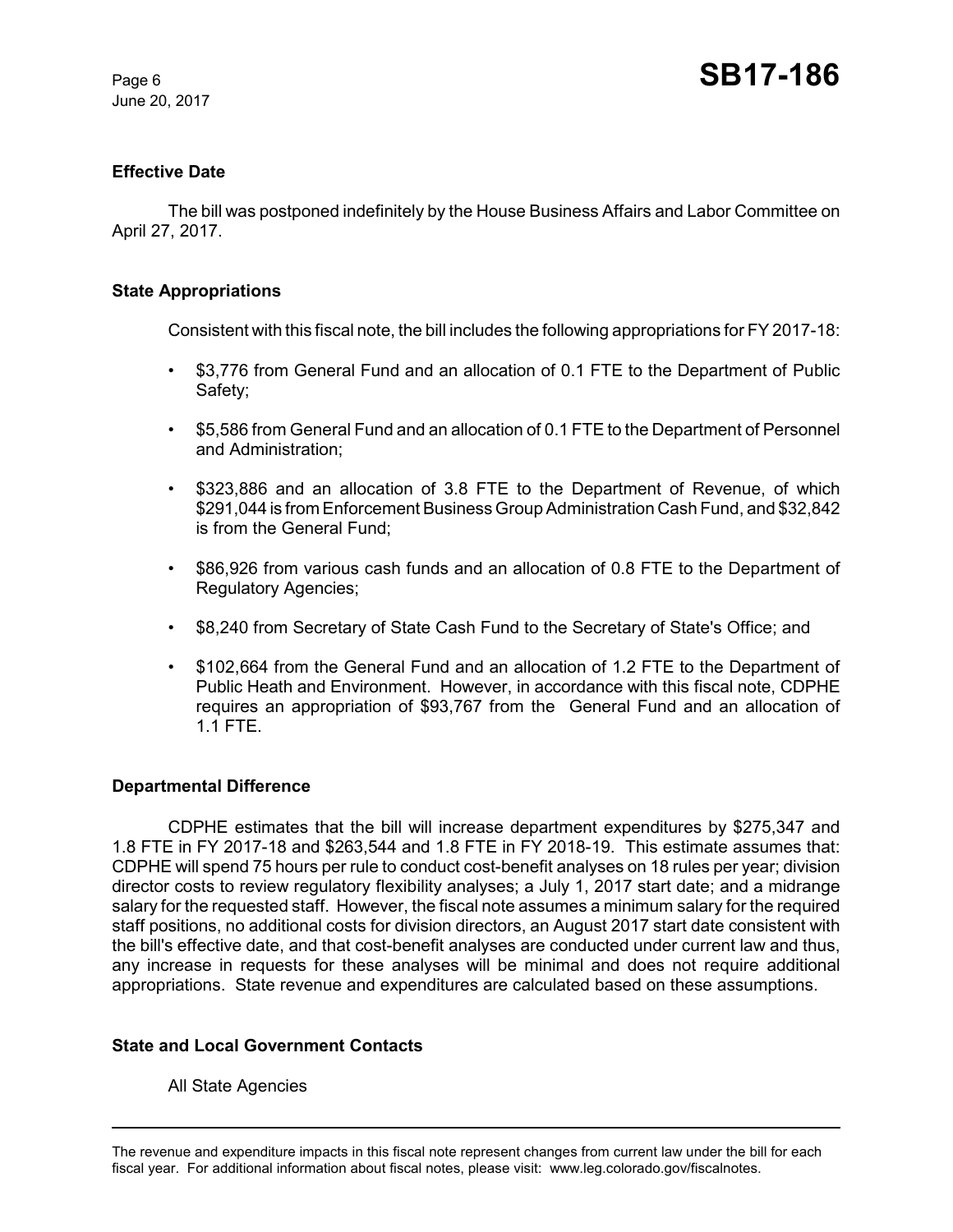**Effective Date**

The bill was postponed indefinitely by the House Business Affairs and Labor Committee on April 27, 2017.

**State Appropriations**

Consistent with this fiscal note, the bill includes the following appropriations for FY 2017-18:

- $3,776 from General Fund and an allocation of 0.1 FTE to the Department of Public Safety;
- $5,586 from General Fund and an allocation of 0.1 FTE to the Department of Personnel and Administration;
- $323,886 and an allocation of 3.8 FTE to the Department of Revenue, of which $291,044 is from Enforcement Business Group Administration Cash Fund, and $32,842 is from the General Fund;
- $86,926 from various cash funds and an allocation of 0.8 FTE to the Department of Regulatory Agencies;
- $8,240 from Secretary of State Cash Fund to the Secretary of State's Office; and
- $102,664 from the General Fund and an allocation of 1.2 FTE to the Department of Public Heath and Environment. However, in accordance with this fiscal note, CDPHE requires an appropriation of $93,767 from the General Fund and an allocation of 1.1 FTE.

**Departmental Difference**

CDPHE estimates that the bill will increase department expenditures by $275,347 and 1.8 FTE in FY 2017-18 and $263,544 and 1.8 FTE in FY 2018-19. This estimate assumes that: CDPHE will spend 75 hours per rule to conduct cost-benefit analyses on 18 rules per year; division director costs to review regulatory flexibility analyses; a July 1, 2017 start date; and a midrange salary for the requested staff. However, the fiscal note assumes a minimum salary for the required staff positions, no additional costs for division directors, an August 2017 start date consistent with the bill's effective date, and that cost-benefit analyses are conducted under current law and thus, any increase in requests for these analyses will be minimal and does not require additional appropriations. State revenue and expenditures are calculated based on these assumptions.

**State and Local Government Contacts**

All State Agencies

---

The revenue and expenditure impacts in this fiscal note represent changes from current law under the bill for each fiscal year. For additional information about fiscal notes, please visit: www.leg.colorado.gov/fiscalnotes.